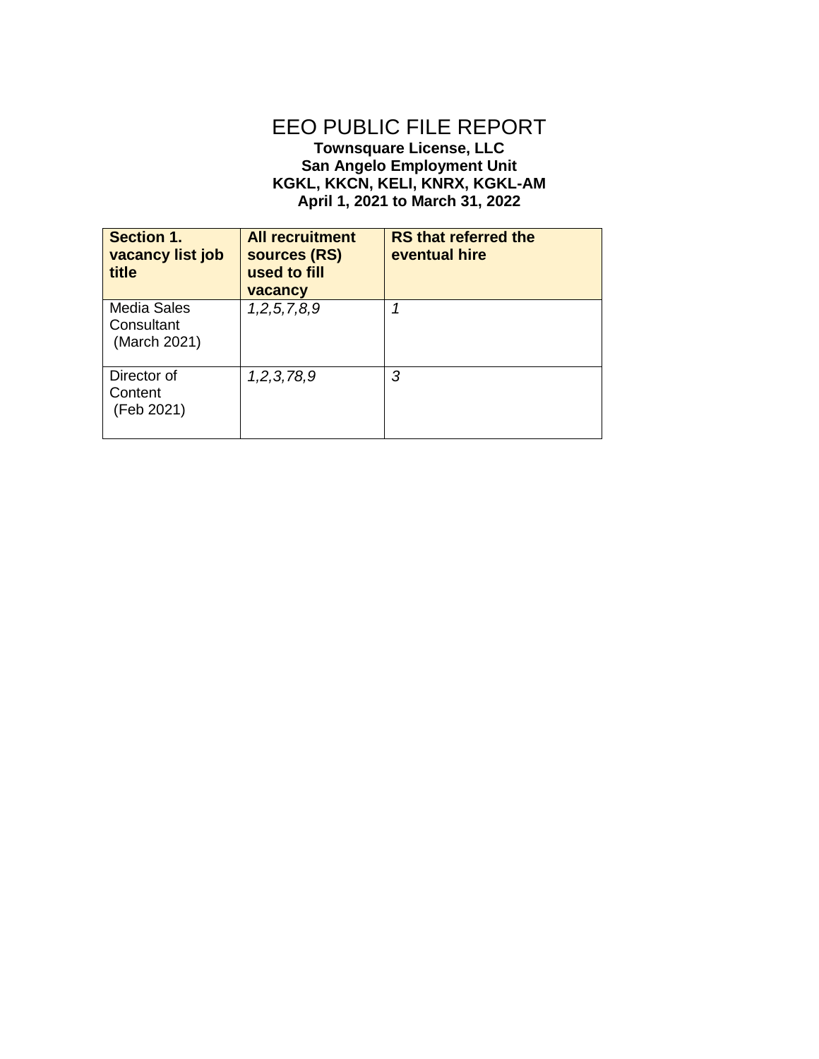# EEO PUBLIC FILE REPORT

**Townsquare License, LLC**
**San Angelo Employment Unit**
**KGKL, KKCN, KELI, KNRX, KGKL-AM**
**April 1, 2021 to March 31, 2022**

| Section 1. vacancy list job title | All recruitment sources (RS) used to fill vacancy | RS that referred the eventual hire |
|---|---|---|
| Media Sales Consultant (March 2021) | *1,2,5,7,8,9* | *1* |
| Director of Content (Feb 2021) | *1,2,3,78,9* | *3* |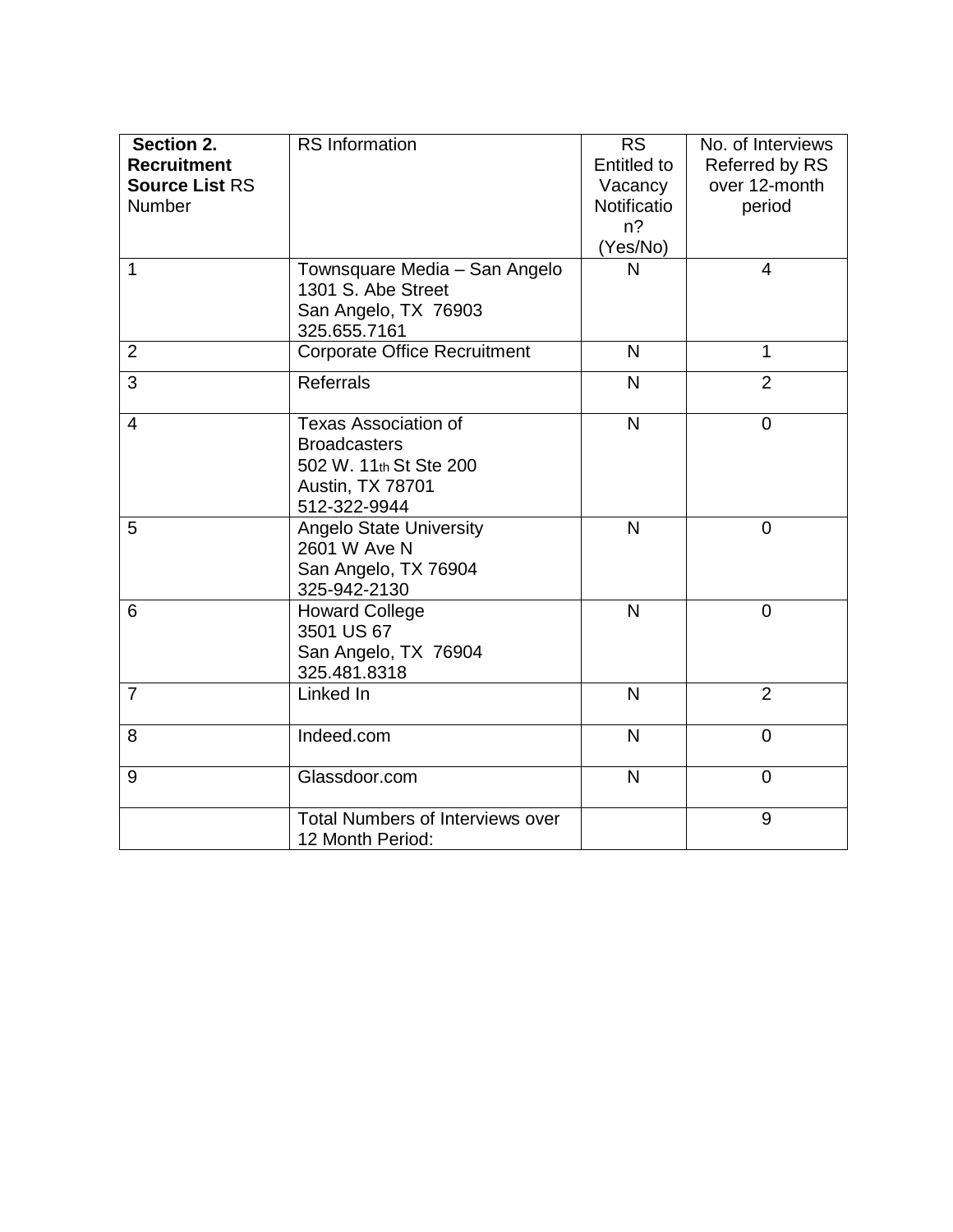| **Section 2. Recruitment Source List** RS Number | RS Information | RS Entitled to Vacancy Notification? (Yes/No) | No. of Interviews Referred by RS over 12-month period |
|---|---|---|---|
| 1 | Townsquare Media – San Angelo<br>1301 S. Abe Street<br>San Angelo, TX 76903<br>325.655.7161 | N | 4 |
| 2 | Corporate Office Recruitment | N | 1 |
| 3 | Referrals | N | 2 |
| 4 | Texas Association of Broadcasters<br>502 W. 11th St Ste 200<br>Austin, TX 78701<br>512-322-9944 | N | 0 |
| 5 | Angelo State University<br>2601 W Ave N<br>San Angelo, TX 76904<br>325-942-2130 | N | 0 |
| 6 | Howard College<br>3501 US 67<br>San Angelo, TX 76904<br>325.481.8318 | N | 0 |
| 7 | Linked In | N | 2 |
| 8 | Indeed.com | N | 0 |
| 9 | Glassdoor.com | N | 0 |
| | Total Numbers of Interviews over 12 Month Period: | | 9 |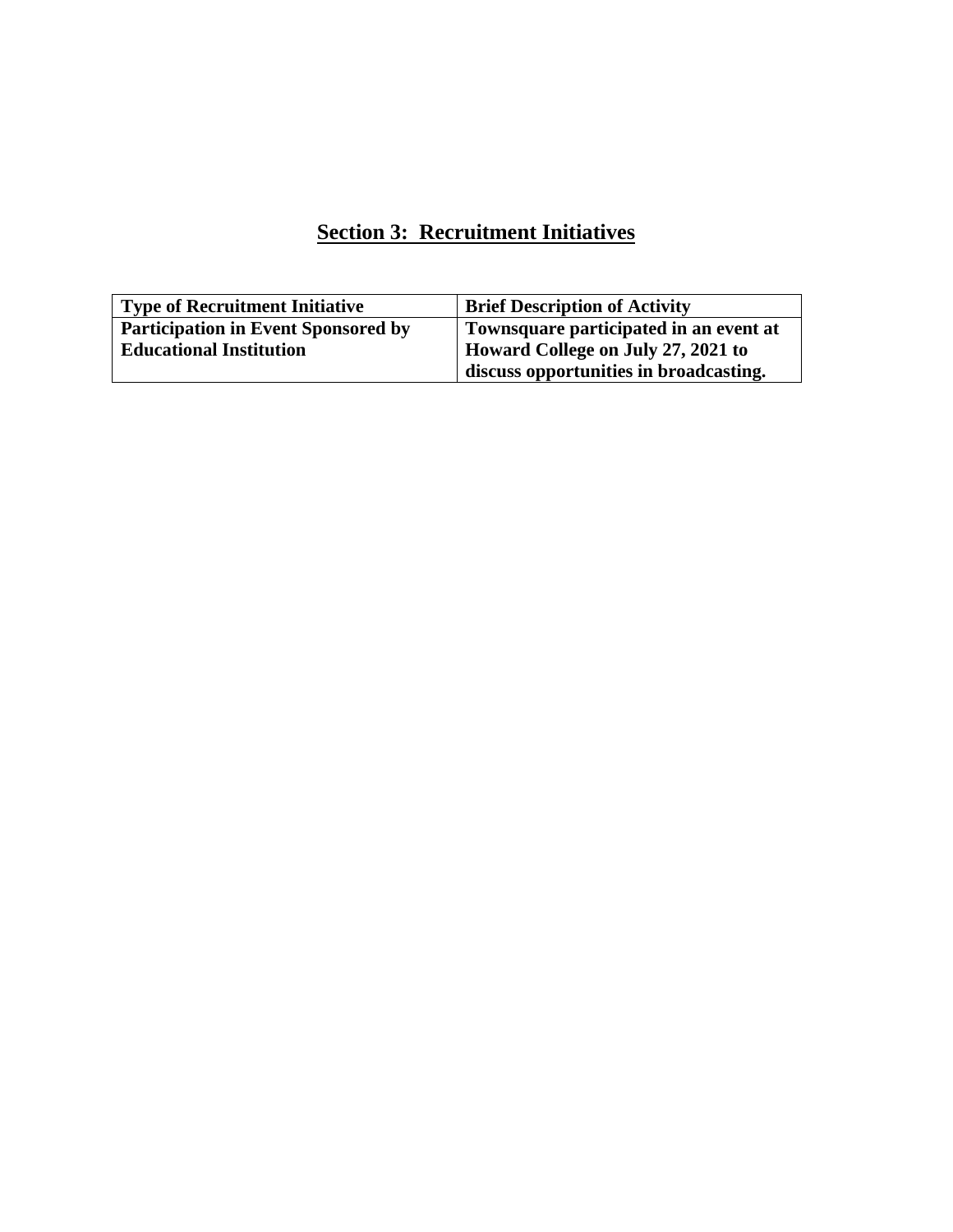## Section 3: Recruitment Initiatives

| Type of Recruitment Initiative | Brief Description of Activity |
|---|---|
| **Participation in Event Sponsored by Educational Institution** | **Townsquare participated in an event at Howard College on July 27, 2021 to discuss opportunities in broadcasting.** |